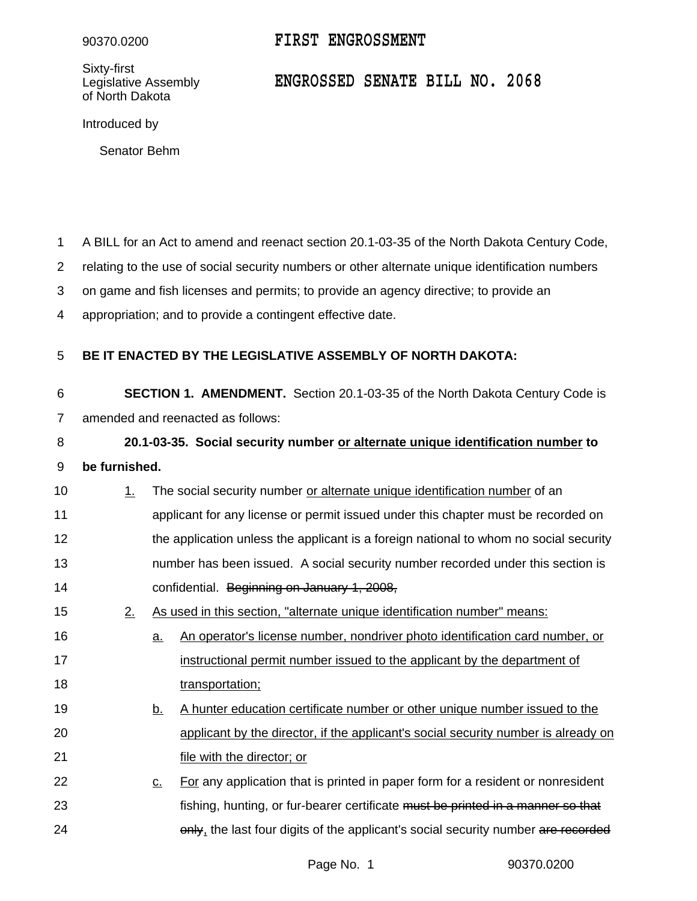90370.0200

**FIRST ENGROSSMENT**

Sixty-first
Legislative Assembly
of North Dakota

# ENGROSSED SENATE BILL NO. 2068

Introduced by

Senator Behm

A BILL for an Act to amend and reenact section 20.1-03-35 of the North Dakota Century Code, relating to the use of social security numbers or other alternate unique identification numbers on game and fish licenses and permits; to provide an agency directive; to provide an appropriation; and to provide a contingent effective date.

**BE IT ENACTED BY THE LEGISLATIVE ASSEMBLY OF NORTH DAKOTA:**

**SECTION 1. AMENDMENT.** Section 20.1-03-35 of the North Dakota Century Code is amended and reenacted as follows:

**20.1-03-35. Social security number <u>or alternate unique identification number</u> to be furnished.**

<u>1.</u> The social security number <u>or alternate unique identification number</u> of an applicant for any license or permit issued under this chapter must be recorded on the application unless the applicant is a foreign national to whom no social security number has been issued. A social security number recorded under this section is confidential. ~~Beginning on January 1, 2008,~~

<u>2.</u> <u>As used in this section, "alternate unique identification number" means:</u>

<u>a.</u> <u>An operator's license number, nondriver photo identification card number, or instructional permit number issued to the applicant by the department of transportation;</u>

<u>b.</u> <u>A hunter education certificate number or other unique number issued to the applicant by the director, if the applicant's social security number is already on file with the director; or</u>

<u>c.</u> <u>For</u> any application that is printed in paper form for a resident or nonresident fishing, hunting, or fur-bearer certificate ~~must be printed in a manner so that only~~<u>,</u> the last four digits of the applicant's social security number ~~are recorded~~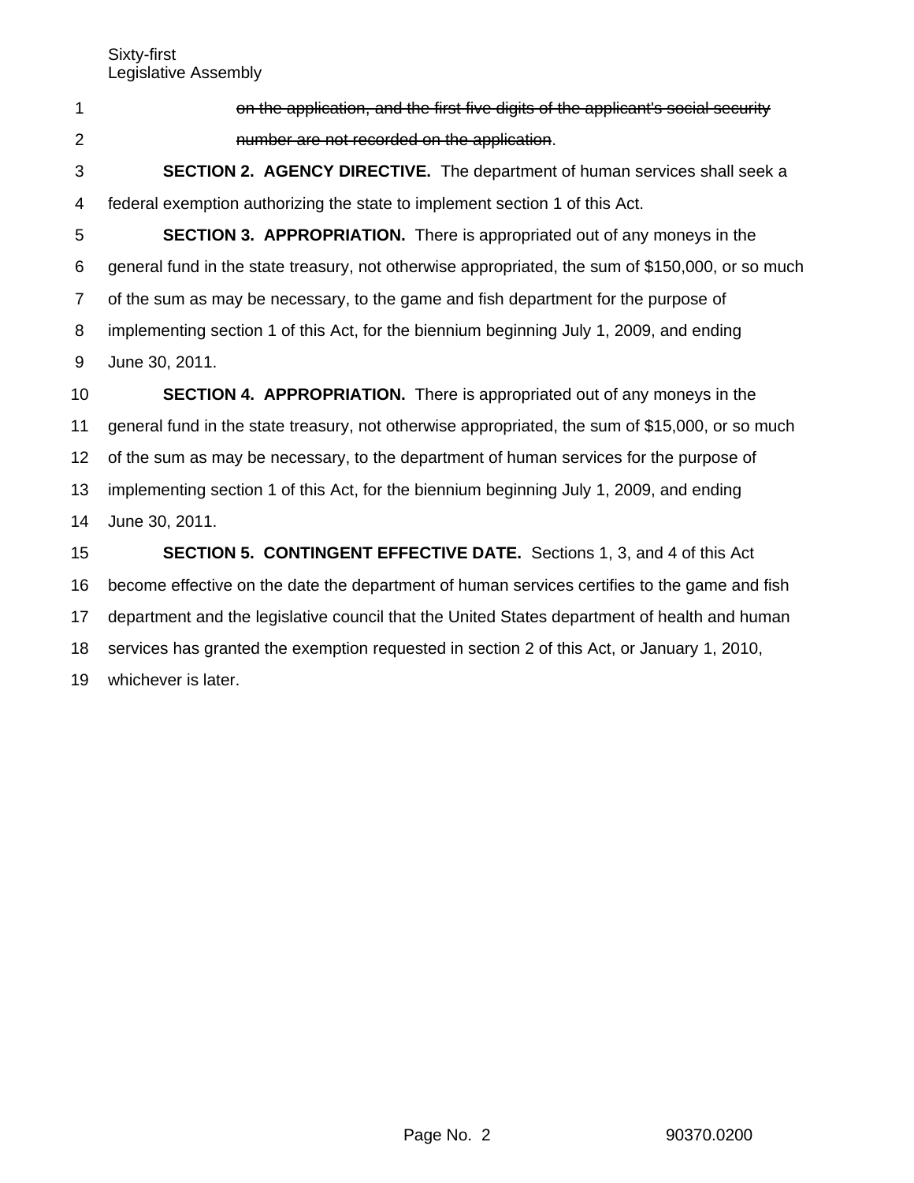~~on the application, and the first five digits of the applicant's social security number are not recorded on the application~~.

**SECTION 2. AGENCY DIRECTIVE.** The department of human services shall seek a federal exemption authorizing the state to implement section 1 of this Act.

**SECTION 3. APPROPRIATION.** There is appropriated out of any moneys in the general fund in the state treasury, not otherwise appropriated, the sum of $150,000, or so much of the sum as may be necessary, to the game and fish department for the purpose of implementing section 1 of this Act, for the biennium beginning July 1, 2009, and ending June 30, 2011.

**SECTION 4. APPROPRIATION.** There is appropriated out of any moneys in the general fund in the state treasury, not otherwise appropriated, the sum of $15,000, or so much of the sum as may be necessary, to the department of human services for the purpose of implementing section 1 of this Act, for the biennium beginning July 1, 2009, and ending June 30, 2011.

**SECTION 5. CONTINGENT EFFECTIVE DATE.** Sections 1, 3, and 4 of this Act become effective on the date the department of human services certifies to the game and fish department and the legislative council that the United States department of health and human services has granted the exemption requested in section 2 of this Act, or January 1, 2010, whichever is later.